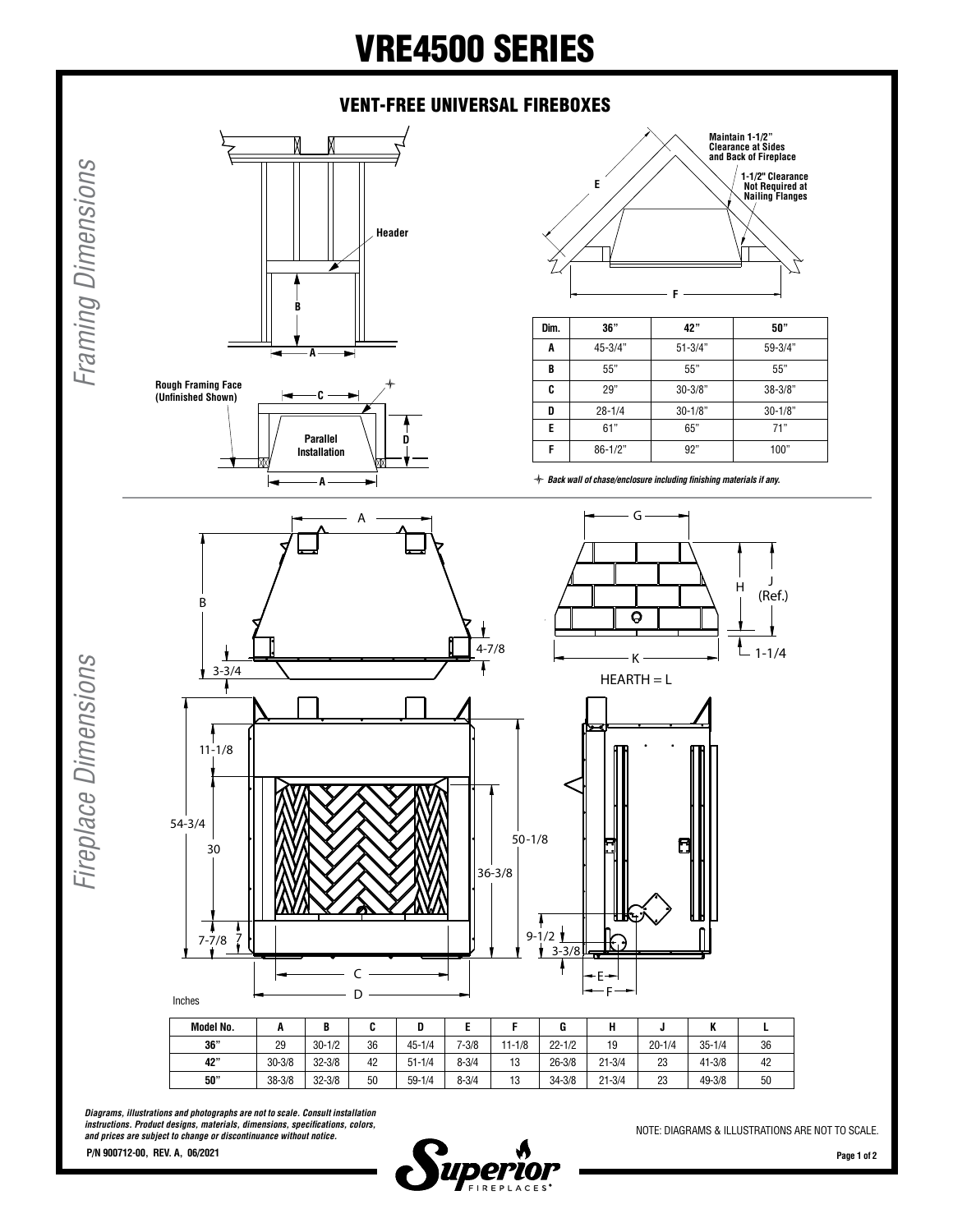# VRE4500 SERIES

## VENT-FREE UNIVERSAL FIREBOXES

*Framing Dimensions*

Header

Rough Framing Face (Unfinished Shown)

Parallel Installation

Maintain 1-1/2" Clearance at Sides and Back of Fireplace

1-1/2" Clearance Not Required at Nailing Flanges

| Dim. | 36" | 42" | 50" |
|---|---|---|---|
| A | 45-3/4" | 51-3/4" | 59-3/4" |
| B | 55" | 55" | 55" |
| C | 29" | 30-3/8" | 38-3/8" |
| D | 28-1/4 | 30-1/8" | 30-1/8" |
| E | 61" | 65" | 71" |
| F | 86-1/2" | 92" | 100" |

✢ *Back wall of chase/enclosure including finishing materials if any.*

*Fireplace Dimensions*

HEARTH = L

Inches

| Model No. | A | B | C | D | E | F | G | H | J | K | L |
|---|---|---|---|---|---|---|---|---|---|---|---|
| 36" | 29 | 30-1/2 | 36 | 45-1/4 | 7-3/8 | 11-1/8 | 22-1/2 | 19 | 20-1/4 | 35-1/4 | 36 |
| 42" | 30-3/8 | 32-3/8 | 42 | 51-1/4 | 8-3/4 | 13 | 26-3/8 | 21-3/4 | 23 | 41-3/8 | 42 |
| 50" | 38-3/8 | 32-3/8 | 50 | 59-1/4 | 8-3/4 | 13 | 34-3/8 | 21-3/4 | 23 | 49-3/8 | 50 |

***Diagrams, illustrations and photographs are not to scale. Consult installation instructions. Product designs, materials, dimensions, specifications, colors, and prices are subject to change or discontinuance without notice.***

NOTE: DIAGRAMS & ILLUSTRATIONS ARE NOT TO SCALE.

**P/N 900712-00, REV. A, 06/2021**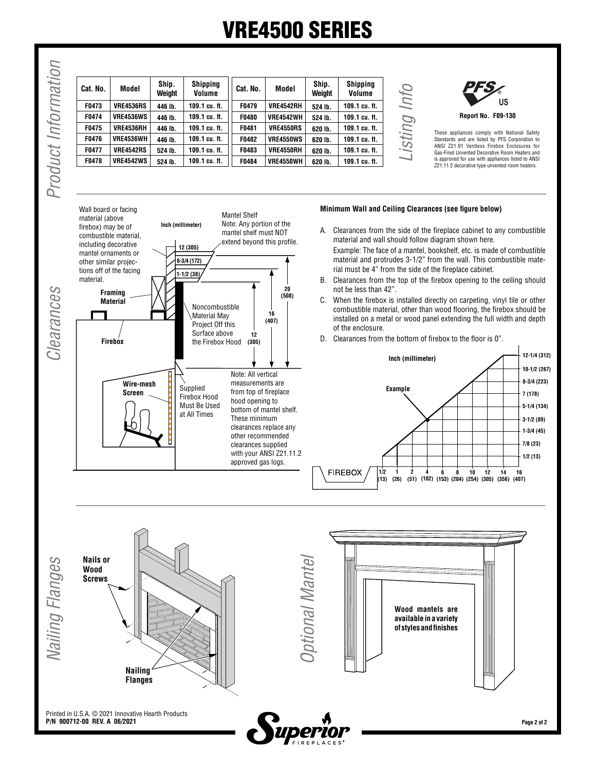# VRE4500 SERIES

## Product Information

| Cat. No. | Model | Ship. Weight | Shipping Volume | Cat. No. | Model | Ship. Weight | Shipping Volume |
|---|---|---|---|---|---|---|---|
| F0473 | VRE4536RS | 446 lb. | 109.1 cu. ft. | F0479 | VRE4542RH | 524 lb. | 109.1 cu. ft. |
| F0474 | VRE4536WS | 446 lb. | 109.1 cu. ft. | F0480 | VRE4542WH | 524 lb. | 109.1 cu. ft. |
| F0475 | VRE4536RH | 446 lb. | 109.1 cu. ft. | F0481 | VRE4550RS | 620 lb. | 109.1 cu. ft. |
| F0476 | VRE4536WH | 446 lb. | 109.1 cu. ft. | F0482 | VRE4550WS | 620 lb. | 109.1 cu. ft. |
| F0477 | VRE4542RS | 524 lb. | 109.1 cu. ft. | F0483 | VRE4550RH | 620 lb. | 109.1 cu. ft. |
| F0478 | VRE4542WS | 524 lb. | 109.1 cu. ft. | F0484 | VRE4550WH | 620 lb. | 109.1 cu. ft. |

## Listing Info

PFS US

**Report No. F09-130**

These appliances comply with National Safety Standards and are listed by PFS Corporation to ANSI Z21.91 Ventless Firebox Enclosures for Gas-Fired Unvented Decorative Room Heaters and is approved for use with appliances listed to ANSI Z21.11.2 decorative type unvented room heaters.

## Clearances

Wall board or facing material (above firebox) may be of combustible material, including decorative mantel ornaments or other similar projections off of the facing material.

Inch (millimeter)

Mantel Shelf
Note: Any portion of the mantel shelf must NOT extend beyond this profile.

12 (305)
6-3/4 (172)
1-1/2 (38)
20 (508)
16 (407)
12 (305)

Framing Material

Firebox

Noncombustible Material May Project Off this Surface above the Firebox Hood

Wire-mesh Screen

Supplied Firebox Hood Must Be Used at All Times

Note: All vertical measurements are from top of fireplace hood opening to bottom of mantel shelf. These minimum clearances replace any other recommended clearances supplied with your ANSI Z21.11.2 approved gas logs.

**Minimum Wall and Ceiling Clearances (see figure below)**

A. Clearances from the side of the fireplace cabinet to any combustible material and wall should follow diagram shown here.
   Example: The face of a mantel, bookshelf, etc. is made of combustible material and protrudes 3-1/2" from the wall. This combustible material must be 4" from the side of the fireplace cabinet.
B. Clearances from the top of the firebox opening to the ceiling should not be less than 42".
C. When the firebox is installed directly on carpeting, vinyl tile or other combustible material, other than wood flooring, the firebox should be installed on a metal or wood panel extending the full width and depth of the enclosure.
D. Clearances from the bottom of firebox to the floor is 0".

Inch (millimeter)

Example

12-1/4 (312)
10-1/2 (267)
8-3/4 (223)
7 (178)
5-1/4 (134)
3-1/2 (89)
1-3/4 (45)
7/8 (23)
1/2 (13)

FIREBOX

1/2 (13) 1 (26) 2 (51) 4 (102) 6 (153) 8 (204) 10 (254) 12 (305) 14 (356) 16 (407)

## Nailing Flanges

Nails or Wood Screws

Nailing Flanges

## Optional Mantel

Wood mantels are available in a variety of styles and finishes

Printed in U.S.A. © 2021 Innovative Hearth Products
**P/N 900712-00 REV. A 06/2021**